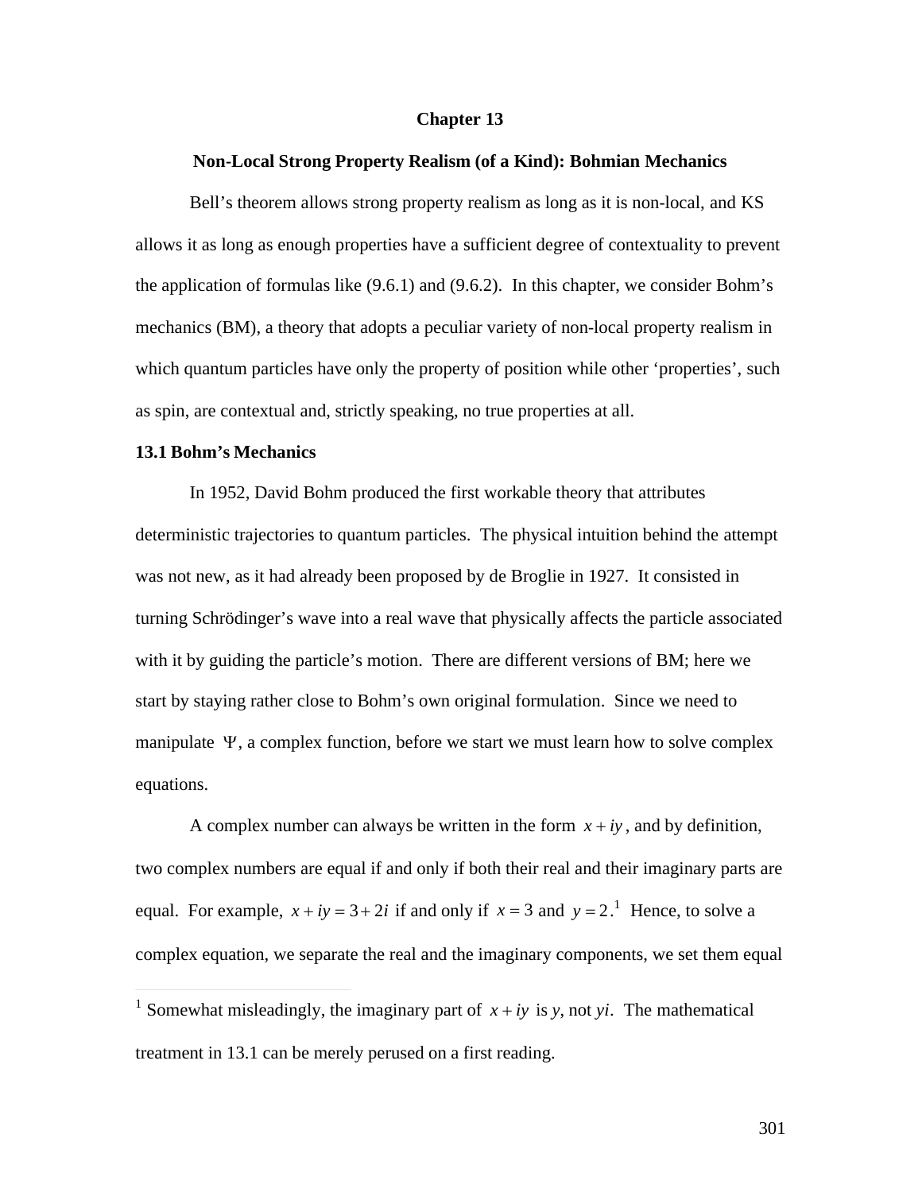# Chapter 13

## Non-Local Strong Property Realism (of a Kind): Bohmian Mechanics

Bell's theorem allows strong property realism as long as it is non-local, and KS allows it as long as enough properties have a sufficient degree of contextuality to prevent the application of formulas like (9.6.1) and (9.6.2). In this chapter, we consider Bohm's mechanics (BM), a theory that adopts a peculiar variety of non-local property realism in which quantum particles have only the property of position while other 'properties', such as spin, are contextual and, strictly speaking, no true properties at all.

### 13.1 Bohm's Mechanics

In 1952, David Bohm produced the first workable theory that attributes deterministic trajectories to quantum particles. The physical intuition behind the attempt was not new, as it had already been proposed by de Broglie in 1927. It consisted in turning Schrödinger's wave into a real wave that physically affects the particle associated with it by guiding the particle's motion. There are different versions of BM; here we start by staying rather close to Bohm's own original formulation. Since we need to manipulate $\Psi$, a complex function, before we start we must learn how to solve complex equations.

A complex number can always be written in the form $x + iy$, and by definition, two complex numbers are equal if and only if both their real and their imaginary parts are equal. For example, $x + iy = 3 + 2i$ if and only if $x = 3$ and $y = 2$.[1] Hence, to solve a complex equation, we separate the real and the imaginary components, we set them equal

[1] Somewhat misleadingly, the imaginary part of $x + iy$ is $y$, not $yi$. The mathematical treatment in 13.1 can be merely perused on a first reading.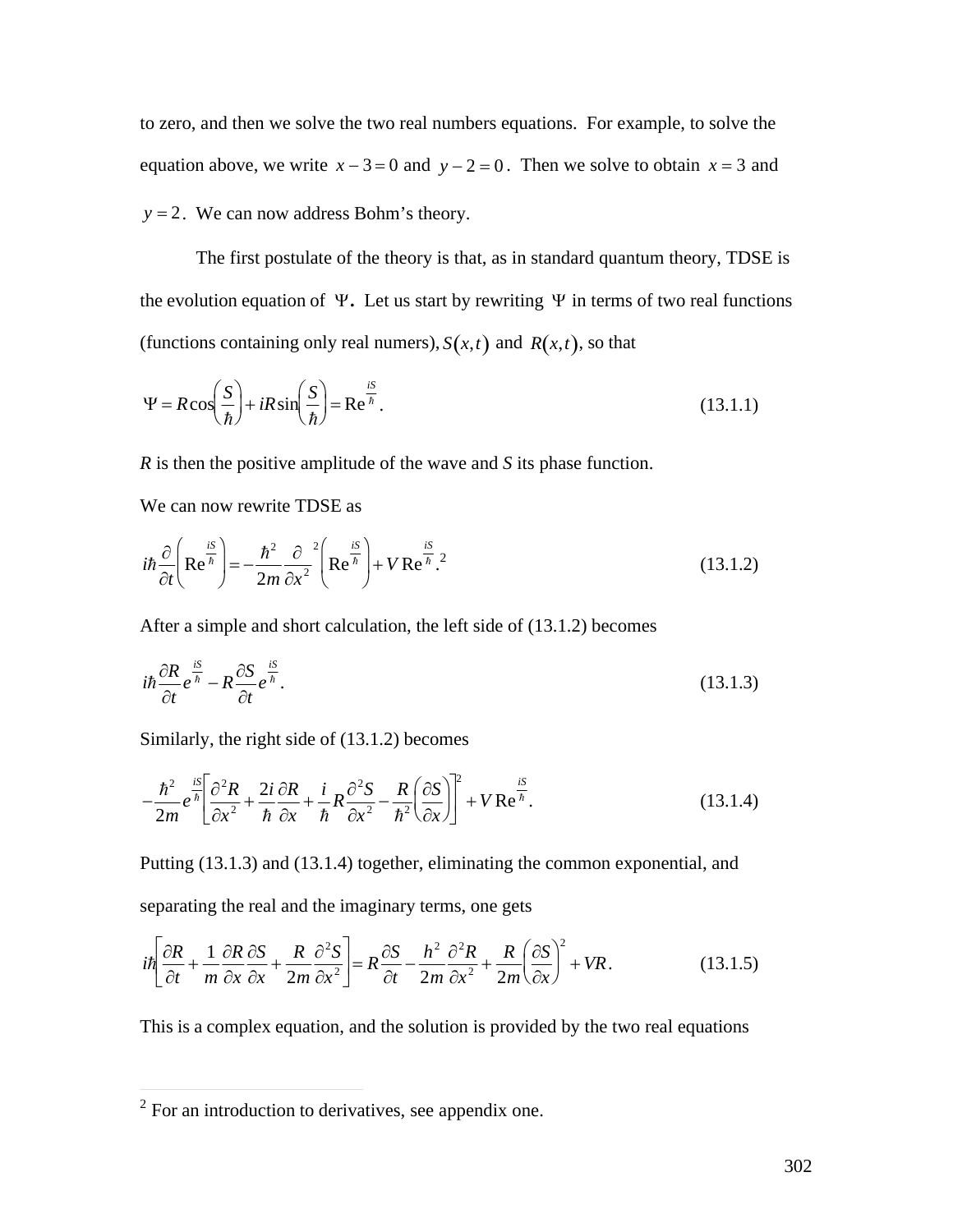to zero, and then we solve the two real numbers equations. For example, to solve the equation above, we write $x-3=0$ and $y-2=0$. Then we solve to obtain $x=3$ and $y=2$. We can now address Bohm's theory.

The first postulate of the theory is that, as in standard quantum theory, TDSE is the evolution equation of $\Psi$. Let us start by rewriting $\Psi$ in terms of two real functions (functions containing only real numers), $S(x,t)$ and $R(x,t)$, so that

$$\Psi = R\cos\left(\frac{S}{\hbar}\right) + iR\sin\left(\frac{S}{\hbar}\right) = \mathrm{R}e^{\frac{iS}{\hbar}}. \tag{13.1.1}$$

*R* is then the positive amplitude of the wave and *S* its phase function.

We can now rewrite TDSE as

$$i\hbar\frac{\partial}{\partial t}\left(\mathrm{R}e^{\frac{iS}{\hbar}}\right) = -\frac{\hbar^2}{2m}\frac{\partial}{\partial x^2}^2\left(\mathrm{R}e^{\frac{iS}{\hbar}}\right) + V\,\mathrm{R}e^{\frac{iS}{\hbar}}.[2] \tag{13.1.2}$$

After a simple and short calculation, the left side of (13.1.2) becomes

$$i\hbar\frac{\partial R}{\partial t}e^{\frac{iS}{\hbar}} - R\frac{\partial S}{\partial t}e^{\frac{iS}{\hbar}}. \tag{13.1.3}$$

Similarly, the right side of (13.1.2) becomes

$$-\frac{\hbar^2}{2m}e^{\frac{iS}{\hbar}}\left[\frac{\partial^2 R}{\partial x^2} + \frac{2i}{\hbar}\frac{\partial R}{\partial x} + \frac{i}{\hbar}R\frac{\partial^2 S}{\partial x^2} - \frac{R}{\hbar^2}\left(\frac{\partial S}{\partial x}\right)\right]^2 + V\,\mathrm{R}e^{\frac{iS}{\hbar}}. \tag{13.1.4}$$

Putting (13.1.3) and (13.1.4) together, eliminating the common exponential, and separating the real and the imaginary terms, one gets

$$i\hbar\left[\frac{\partial R}{\partial t} + \frac{1}{m}\frac{\partial R}{\partial x}\frac{\partial S}{\partial x} + \frac{R}{2m}\frac{\partial^2 S}{\partial x^2}\right] = R\frac{\partial S}{\partial t} - \frac{h^2}{2m}\frac{\partial^2 R}{\partial x^2} + \frac{R}{2m}\left(\frac{\partial S}{\partial x}\right)^2 + VR. \tag{13.1.5}$$

This is a complex equation, and the solution is provided by the two real equations

---

[2] For an introduction to derivatives, see appendix one.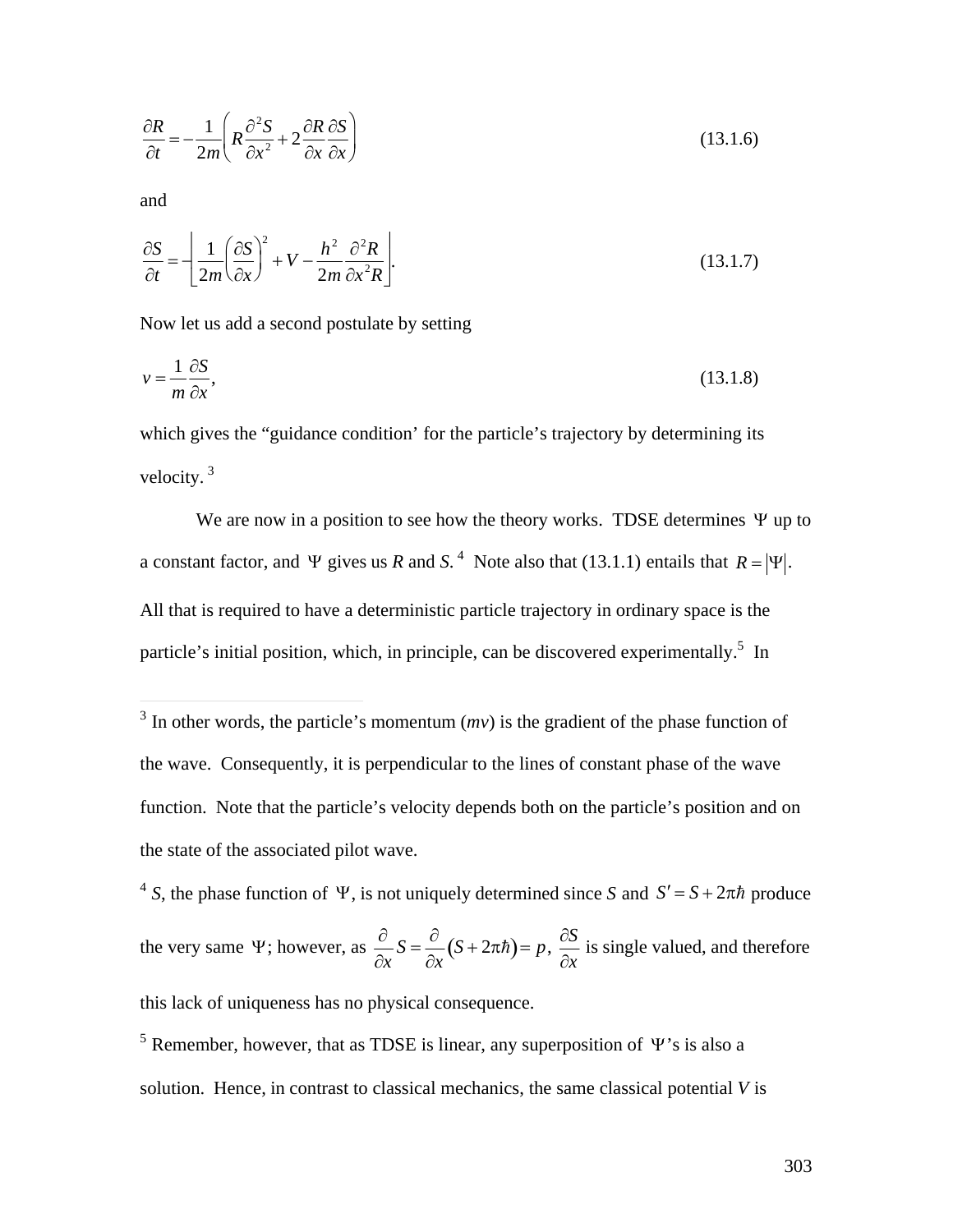$$\frac{\partial R}{\partial t} = -\frac{1}{2m}\left( R\frac{\partial^2 S}{\partial x^2} + 2\frac{\partial R}{\partial x}\frac{\partial S}{\partial x} \right) \tag{13.1.6}$$

and

$$\frac{\partial S}{\partial t} = -\left[ \frac{1}{2m}\left(\frac{\partial S}{\partial x}\right)^2 + V - \frac{h^2}{2m}\frac{\partial^2 R}{\partial x^2 R} \right]. \tag{13.1.7}$$

Now let us add a second postulate by setting

$$v = \frac{1}{m}\frac{\partial S}{\partial x}, \tag{13.1.8}$$

which gives the "guidance condition' for the particle's trajectory by determining its velocity.[3]

We are now in a position to see how the theory works. TDSE determines $\Psi$ up to a constant factor, and $\Psi$ gives us *R* and *S*.[4] Note also that (13.1.1) entails that $R = |\Psi|$. All that is required to have a deterministic particle trajectory in ordinary space is the particle's initial position, which, in principle, can be discovered experimentally.[5] In

---

[3] In other words, the particle's momentum (*mv*) is the gradient of the phase function of the wave. Consequently, it is perpendicular to the lines of constant phase of the wave function. Note that the particle's velocity depends both on the particle's position and on the state of the associated pilot wave.

[4] *S*, the phase function of $\Psi$, is not uniquely determined since *S* and $S' = S + 2\pi\hbar$ produce the very same $\Psi$; however, as $\frac{\partial}{\partial x}S = \frac{\partial}{\partial x}(S + 2\pi\hbar) = p$, $\frac{\partial S}{\partial x}$ is single valued, and therefore this lack of uniqueness has no physical consequence.

[5] Remember, however, that as TDSE is linear, any superposition of $\Psi$'s is also a solution. Hence, in contrast to classical mechanics, the same classical potential *V* is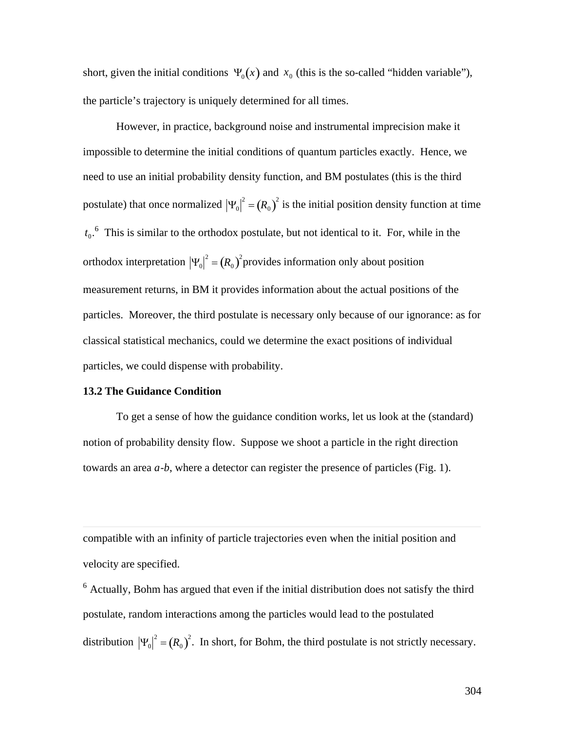short, given the initial conditions $\Psi_0(x)$ and $x_0$ (this is the so-called "hidden variable"), the particle's trajectory is uniquely determined for all times.

However, in practice, background noise and instrumental imprecision make it impossible to determine the initial conditions of quantum particles exactly. Hence, we need to use an initial probability density function, and BM postulates (this is the third postulate) that once normalized $|\Psi_0|^2 = (R_0)^2$ is the initial position density function at time $t_0$.[6] This is similar to the orthodox postulate, but not identical to it. For, while in the orthodox interpretation $|\Psi_0|^2 = (R_0)^2$ provides information only about position measurement returns, in BM it provides information about the actual positions of the particles. Moreover, the third postulate is necessary only because of our ignorance: as for classical statistical mechanics, could we determine the exact positions of individual particles, we could dispense with probability.

### 13.2 The Guidance Condition

To get a sense of how the guidance condition works, let us look at the (standard) notion of probability density flow. Suppose we shoot a particle in the right direction towards an area *a-b*, where a detector can register the presence of particles (Fig. 1).

---

compatible with an infinity of particle trajectories even when the initial position and velocity are specified.

[6] Actually, Bohm has argued that even if the initial distribution does not satisfy the third postulate, random interactions among the particles would lead to the postulated distribution $|\Psi_0|^2 = (R_0)^2$. In short, for Bohm, the third postulate is not strictly necessary.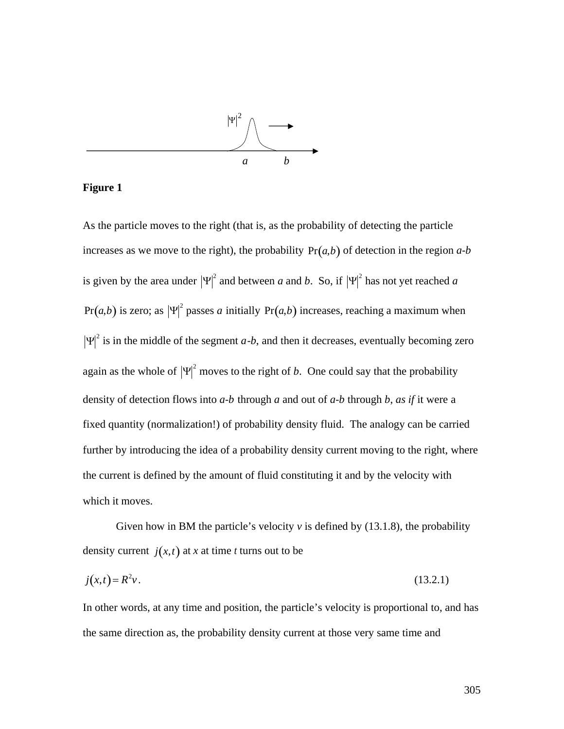**Figure 1**

As the particle moves to the right (that is, as the probability of detecting the particle increases as we move to the right), the probability $\Pr(a,b)$ of detection in the region *a-b* is given by the area under $|\Psi|^2$ and between *a* and *b*. So, if $|\Psi|^2$ has not yet reached *a* $\Pr(a,b)$ is zero; as $|\Psi|^2$ passes *a* initially $\Pr(a,b)$ increases, reaching a maximum when $|\Psi|^2$ is in the middle of the segment *a*-*b*, and then it decreases, eventually becoming zero again as the whole of $|\Psi|^2$ moves to the right of *b*. One could say that the probability density of detection flows into *a-b* through *a* and out of *a-b* through *b*, *as if* it were a fixed quantity (normalization!) of probability density fluid. The analogy can be carried further by introducing the idea of a probability density current moving to the right, where the current is defined by the amount of fluid constituting it and by the velocity with which it moves.

Given how in BM the particle's velocity *v* is defined by (13.1.8), the probability density current $j(x,t)$ at *x* at time *t* turns out to be

$$j(x,t) = R^2 v. \tag{13.2.1}$$

In other words, at any time and position, the particle's velocity is proportional to, and has the same direction as, the probability density current at those very same time and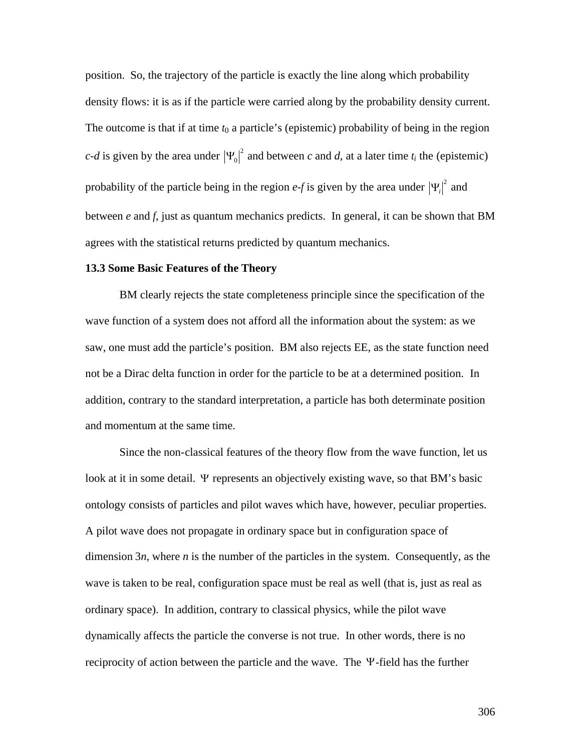position. So, the trajectory of the particle is exactly the line along which probability density flows: it is as if the particle were carried along by the probability density current. The outcome is that if at time $t_0$ a particle's (epistemic) probability of being in the region *c*-*d* is given by the area under $|\Psi_0|^2$ and between *c* and *d*, at a later time $t_i$ the (epistemic) probability of the particle being in the region *e*-*f* is given by the area under $|\Psi_i|^2$ and between *e* and *f*, just as quantum mechanics predicts. In general, it can be shown that BM agrees with the statistical returns predicted by quantum mechanics.

**13.3 Some Basic Features of the Theory**

BM clearly rejects the state completeness principle since the specification of the wave function of a system does not afford all the information about the system: as we saw, one must add the particle's position. BM also rejects EE, as the state function need not be a Dirac delta function in order for the particle to be at a determined position. In addition, contrary to the standard interpretation, a particle has both determinate position and momentum at the same time.

Since the non-classical features of the theory flow from the wave function, let us look at it in some detail. $\Psi$ represents an objectively existing wave, so that BM's basic ontology consists of particles and pilot waves which have, however, peculiar properties. A pilot wave does not propagate in ordinary space but in configuration space of dimension $3n$, where $n$ is the number of the particles in the system. Consequently, as the wave is taken to be real, configuration space must be real as well (that is, just as real as ordinary space). In addition, contrary to classical physics, while the pilot wave dynamically affects the particle the converse is not true. In other words, there is no reciprocity of action between the particle and the wave. The $\Psi$-field has the further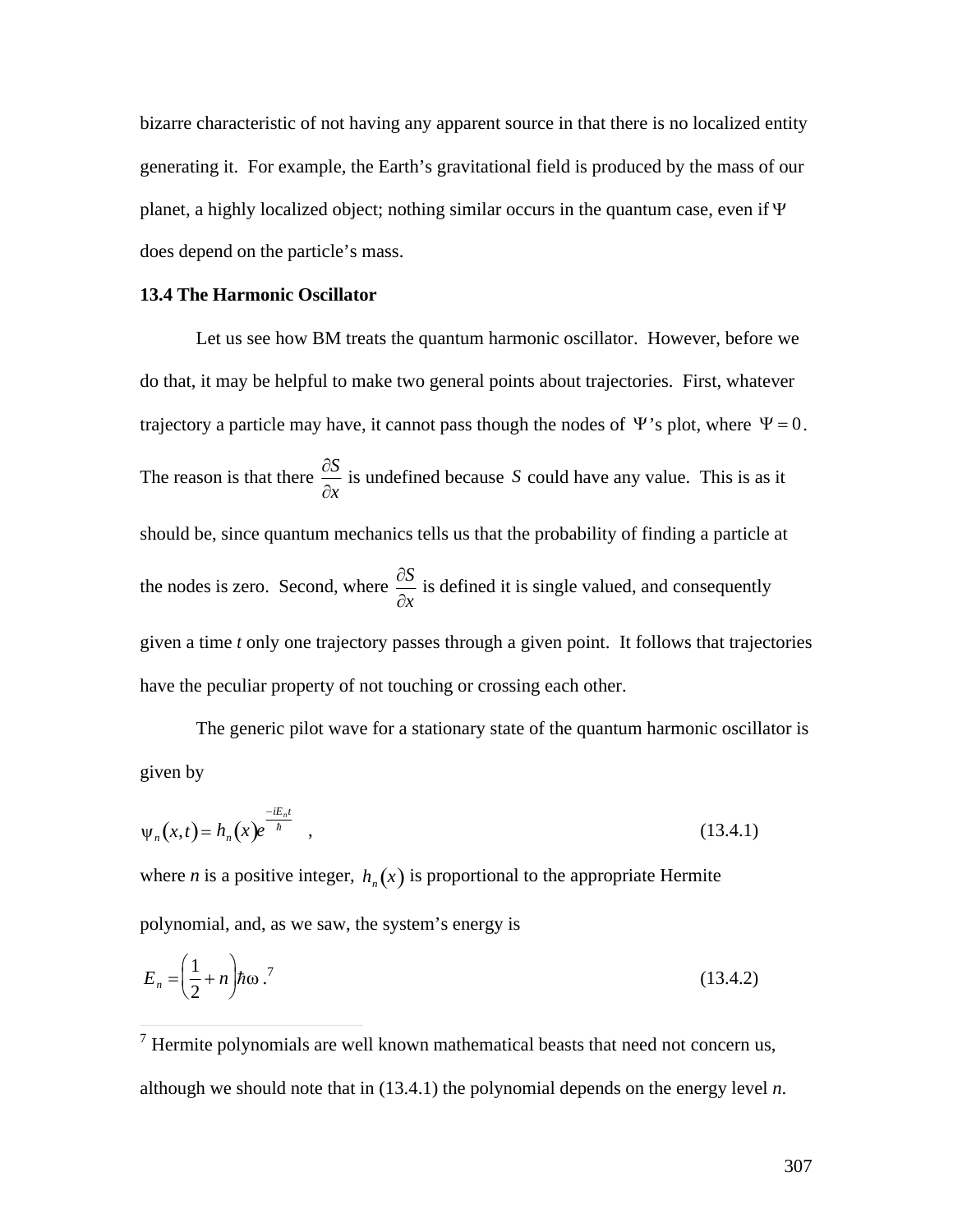bizarre characteristic of not having any apparent source in that there is no localized entity generating it. For example, the Earth's gravitational field is produced by the mass of our planet, a highly localized object; nothing similar occurs in the quantum case, even if $\Psi$ does depend on the particle's mass.

### 13.4 The Harmonic Oscillator

Let us see how BM treats the quantum harmonic oscillator. However, before we do that, it may be helpful to make two general points about trajectories. First, whatever trajectory a particle may have, it cannot pass though the nodes of $\Psi$'s plot, where $\Psi = 0$. The reason is that there $\frac{\partial S}{\partial x}$ is undefined because $S$ could have any value. This is as it should be, since quantum mechanics tells us that the probability of finding a particle at the nodes is zero. Second, where $\frac{\partial S}{\partial x}$ is defined it is single valued, and consequently given a time *t* only one trajectory passes through a given point. It follows that trajectories have the peculiar property of not touching or crossing each other.

The generic pilot wave for a stationary state of the quantum harmonic oscillator is given by

$$\psi_n(x,t) = h_n(x)e^{\frac{-iE_n t}{\hbar}} \quad , \tag{13.4.1}$$

where *n* is a positive integer, $h_n(x)$ is proportional to the appropriate Hermite polynomial, and, as we saw, the system's energy is

$$E_n = \left(\frac{1}{2} + n\right)\hbar\omega \, .^{7} \tag{13.4.2}$$

---

[7] Hermite polynomials are well known mathematical beasts that need not concern us, although we should note that in (13.4.1) the polynomial depends on the energy level *n*.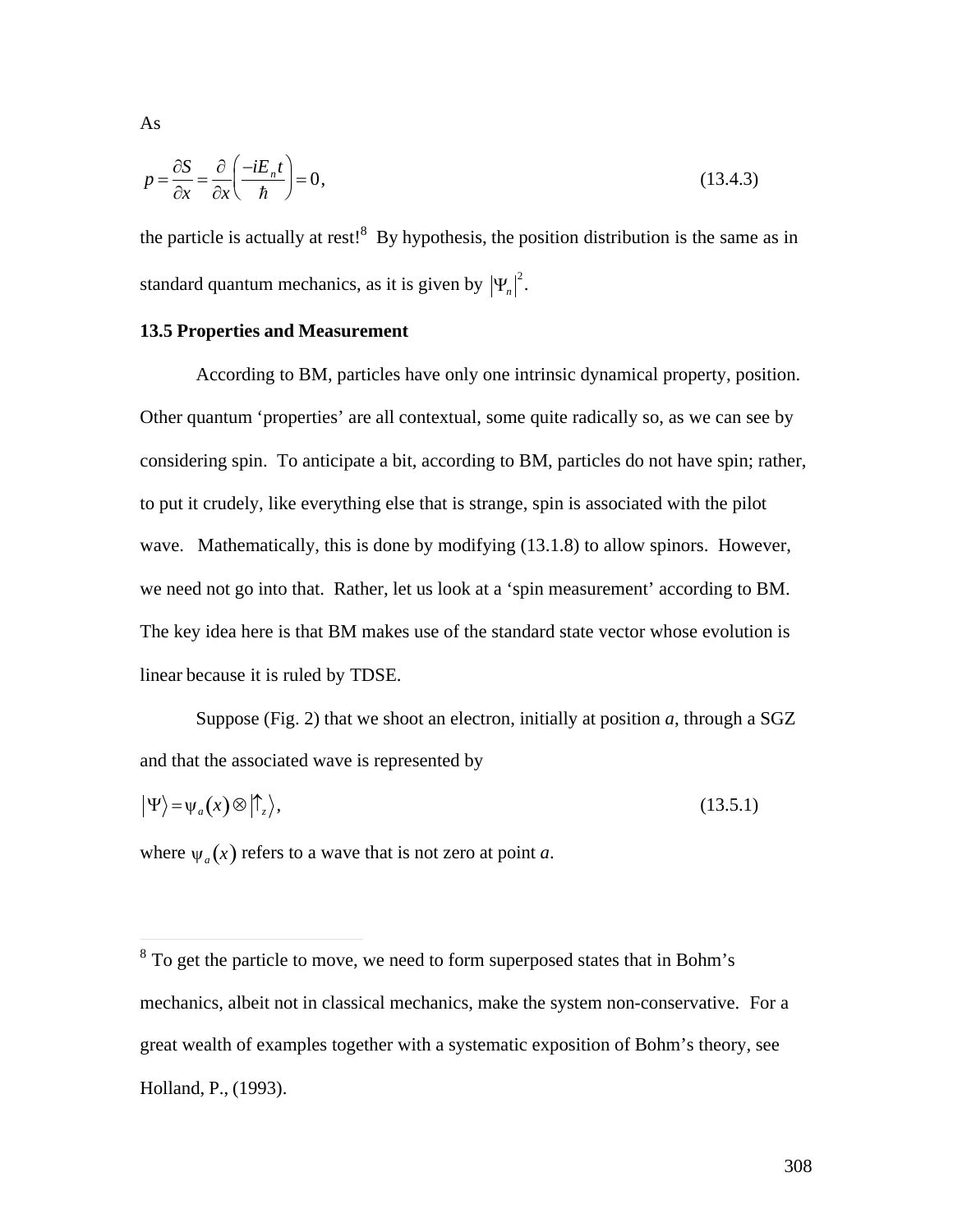As

$$p = \frac{\partial S}{\partial x} = \frac{\partial}{\partial x}\left(\frac{-iE_n t}{\hbar}\right) = 0, \tag{13.4.3}$$

the particle is actually at rest![8] By hypothesis, the position distribution is the same as in standard quantum mechanics, as it is given by $|\Psi_n|^2$.

**13.5 Properties and Measurement**

According to BM, particles have only one intrinsic dynamical property, position. Other quantum 'properties' are all contextual, some quite radically so, as we can see by considering spin. To anticipate a bit, according to BM, particles do not have spin; rather, to put it crudely, like everything else that is strange, spin is associated with the pilot wave. Mathematically, this is done by modifying (13.1.8) to allow spinors. However, we need not go into that. Rather, let us look at a 'spin measurement' according to BM. The key idea here is that BM makes use of the standard state vector whose evolution is linear because it is ruled by TDSE.

Suppose (Fig. 2) that we shoot an electron, initially at position *a*, through a SGZ and that the associated wave is represented by

$$|\Psi\rangle = \psi_a(x) \otimes |\uparrow_z\rangle, \tag{13.5.1}$$

where $\psi_a(x)$ refers to a wave that is not zero at point *a*.

---

[8] To get the particle to move, we need to form superposed states that in Bohm's mechanics, albeit not in classical mechanics, make the system non-conservative. For a great wealth of examples together with a systematic exposition of Bohm's theory, see Holland, P., (1993).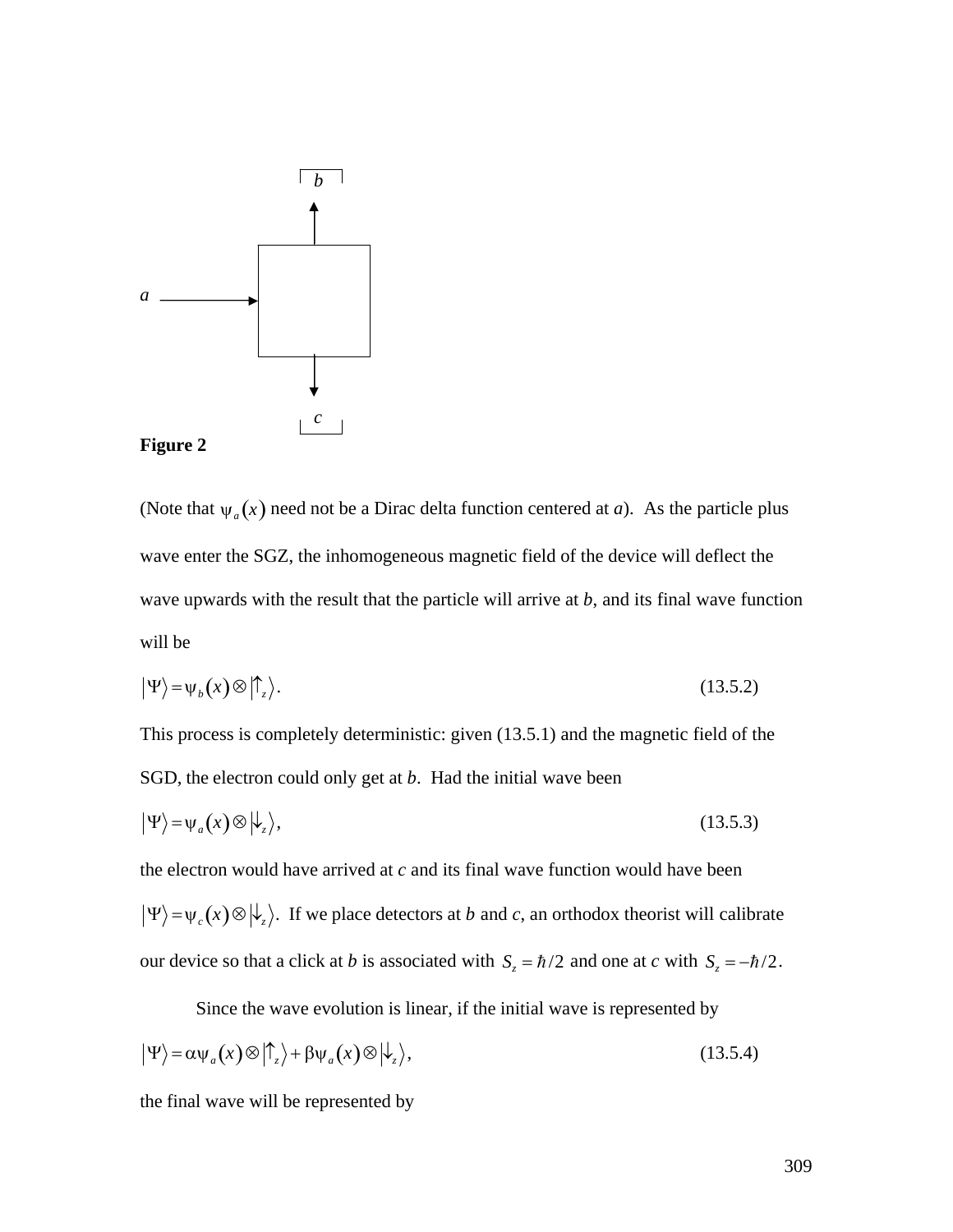**Figure 2**

(Note that $\psi_a(x)$ need not be a Dirac delta function centered at *a*). As the particle plus wave enter the SGZ, the inhomogeneous magnetic field of the device will deflect the wave upwards with the result that the particle will arrive at *b*, and its final wave function will be

$$|\Psi\rangle = \psi_b(x) \otimes |\uparrow_z\rangle. \tag{13.5.2}$$

This process is completely deterministic: given (13.5.1) and the magnetic field of the SGD, the electron could only get at *b*. Had the initial wave been

$$|\Psi\rangle = \psi_a(x) \otimes |\downarrow_z\rangle, \tag{13.5.3}$$

the electron would have arrived at *c* and its final wave function would have been $|\Psi\rangle = \psi_c(x) \otimes |\downarrow_z\rangle$. If we place detectors at *b* and *c*, an orthodox theorist will calibrate our device so that a click at *b* is associated with $S_z = \hbar/2$ and one at *c* with $S_z = -\hbar/2$.

Since the wave evolution is linear, if the initial wave is represented by

$$|\Psi\rangle = \alpha\psi_a(x) \otimes |\uparrow_z\rangle + \beta\psi_a(x) \otimes |\downarrow_z\rangle, \tag{13.5.4}$$

the final wave will be represented by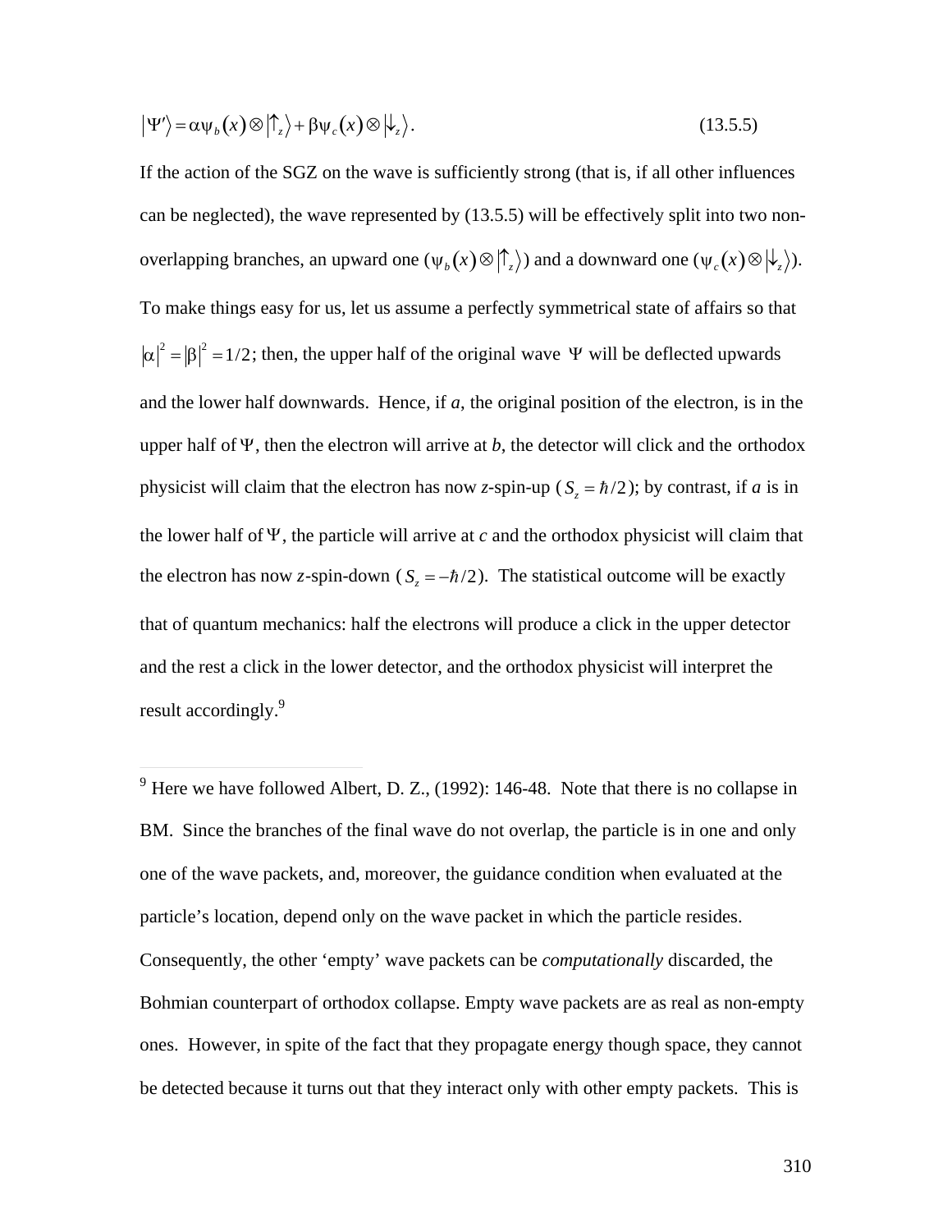$$|\Psi'\rangle = \alpha\psi_b(x) \otimes |\uparrow_z\rangle + \beta\psi_c(x) \otimes |\downarrow_z\rangle. \tag{13.5.5}$$

If the action of the SGZ on the wave is sufficiently strong (that is, if all other influences can be neglected), the wave represented by (13.5.5) will be effectively split into two non-overlapping branches, an upward one ($\psi_b(x) \otimes |\uparrow_z\rangle$) and a downward one ($\psi_c(x) \otimes |\downarrow_z\rangle$). To make things easy for us, let us assume a perfectly symmetrical state of affairs so that $|\alpha|^2 = |\beta|^2 = 1/2$; then, the upper half of the original wave $\Psi$ will be deflected upwards and the lower half downwards. Hence, if *a*, the original position of the electron, is in the upper half of $\Psi$, then the electron will arrive at *b*, the detector will click and the orthodox physicist will claim that the electron has now *z*-spin-up ($S_z = \hbar/2$); by contrast, if *a* is in the lower half of $\Psi$, the particle will arrive at *c* and the orthodox physicist will claim that the electron has now *z*-spin-down ($S_z = -\hbar/2$). The statistical outcome will be exactly that of quantum mechanics: half the electrons will produce a click in the upper detector and the rest a click in the lower detector, and the orthodox physicist will interpret the result accordingly.[9]

---

[9] Here we have followed Albert, D. Z., (1992): 146-48. Note that there is no collapse in BM. Since the branches of the final wave do not overlap, the particle is in one and only one of the wave packets, and, moreover, the guidance condition when evaluated at the particle's location, depend only on the wave packet in which the particle resides. Consequently, the other 'empty' wave packets can be *computationally* discarded, the Bohmian counterpart of orthodox collapse. Empty wave packets are as real as non-empty ones. However, in spite of the fact that they propagate energy though space, they cannot be detected because it turns out that they interact only with other empty packets. This is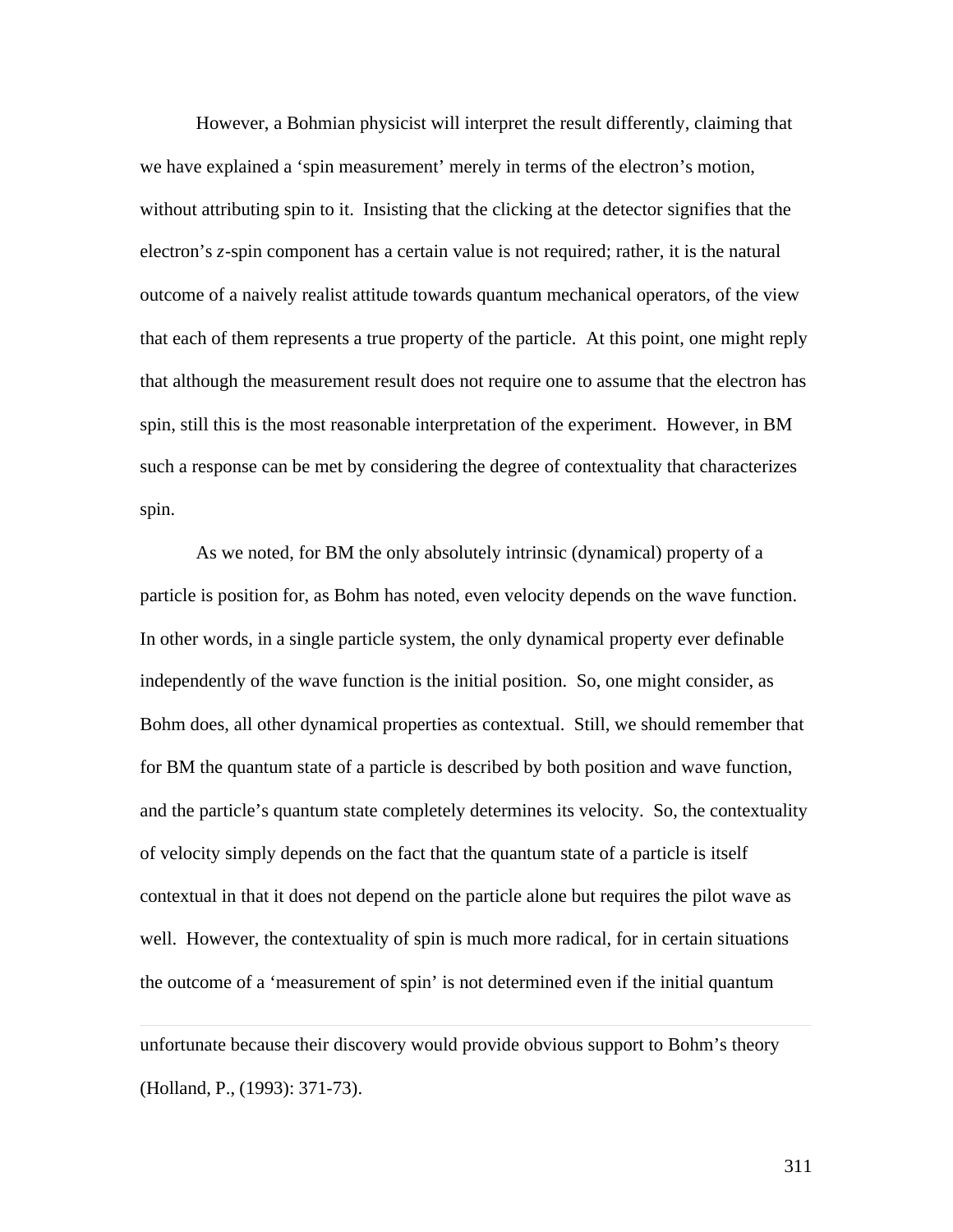However, a Bohmian physicist will interpret the result differently, claiming that we have explained a 'spin measurement' merely in terms of the electron's motion, without attributing spin to it. Insisting that the clicking at the detector signifies that the electron's *z*-spin component has a certain value is not required; rather, it is the natural outcome of a naively realist attitude towards quantum mechanical operators, of the view that each of them represents a true property of the particle. At this point, one might reply that although the measurement result does not require one to assume that the electron has spin, still this is the most reasonable interpretation of the experiment. However, in BM such a response can be met by considering the degree of contextuality that characterizes spin.

As we noted, for BM the only absolutely intrinsic (dynamical) property of a particle is position for, as Bohm has noted, even velocity depends on the wave function. In other words, in a single particle system, the only dynamical property ever definable independently of the wave function is the initial position. So, one might consider, as Bohm does, all other dynamical properties as contextual. Still, we should remember that for BM the quantum state of a particle is described by both position and wave function, and the particle's quantum state completely determines its velocity. So, the contextuality of velocity simply depends on the fact that the quantum state of a particle is itself contextual in that it does not depend on the particle alone but requires the pilot wave as well. However, the contextuality of spin is much more radical, for in certain situations the outcome of a 'measurement of spin' is not determined even if the initial quantum

---

unfortunate because their discovery would provide obvious support to Bohm's theory (Holland, P., (1993): 371-73).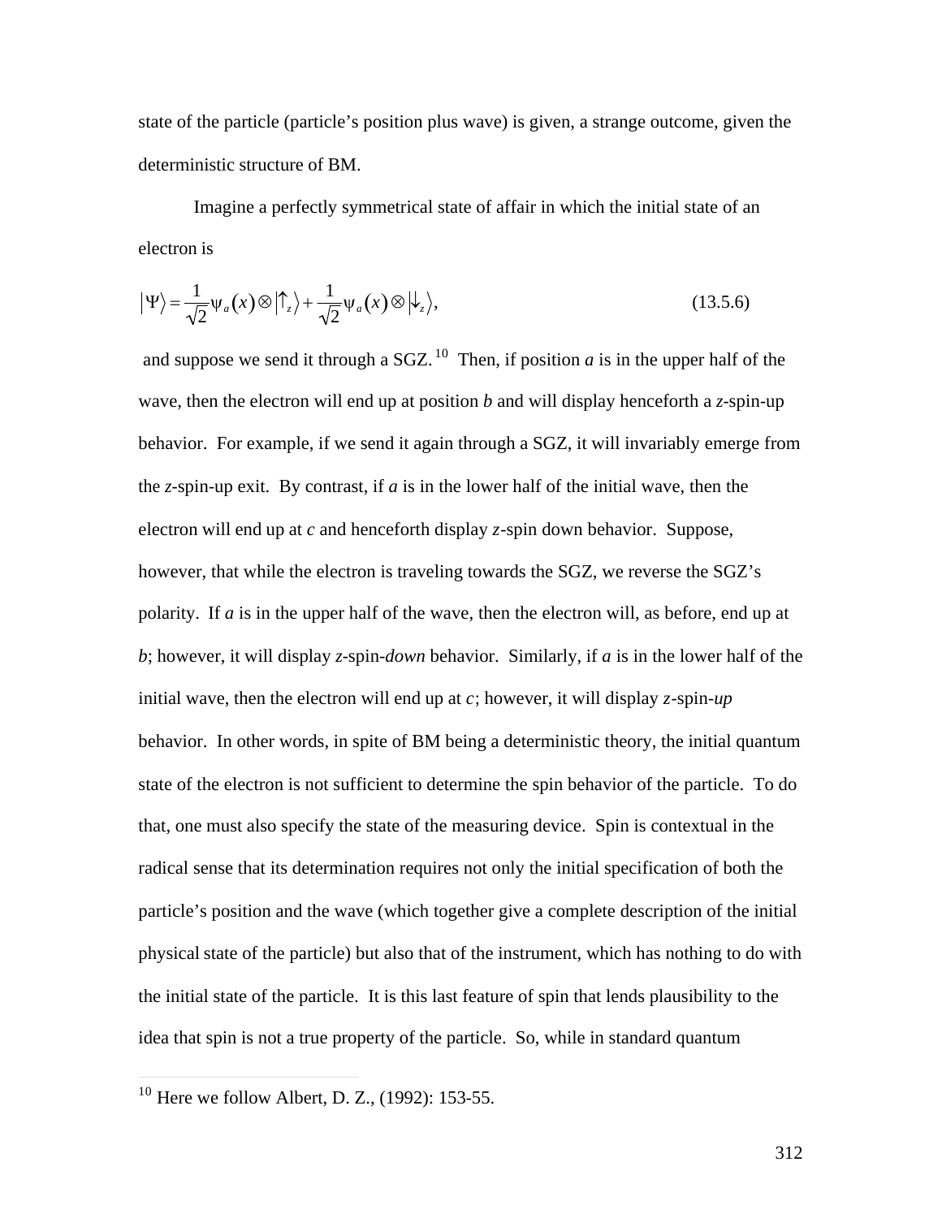state of the particle (particle's position plus wave) is given, a strange outcome, given the deterministic structure of BM.

Imagine a perfectly symmetrical state of affair in which the initial state of an electron is

$$|\Psi\rangle = \frac{1}{\sqrt{2}}\psi_a(x)\otimes|\uparrow_z\rangle + \frac{1}{\sqrt{2}}\psi_a(x)\otimes|\downarrow_z\rangle, \tag{13.5.6}$$

and suppose we send it through a SGZ.[10] Then, if position *a* is in the upper half of the wave, then the electron will end up at position *b* and will display henceforth a *z*-spin-up behavior. For example, if we send it again through a SGZ, it will invariably emerge from the *z*-spin-up exit. By contrast, if *a* is in the lower half of the initial wave, then the electron will end up at *c* and henceforth display *z*-spin down behavior. Suppose, however, that while the electron is traveling towards the SGZ, we reverse the SGZ's polarity. If *a* is in the upper half of the wave, then the electron will, as before, end up at *b*; however, it will display *z*-spin-*down* behavior. Similarly, if *a* is in the lower half of the initial wave, then the electron will end up at *c*; however, it will display *z*-spin-*up* behavior. In other words, in spite of BM being a deterministic theory, the initial quantum state of the electron is not sufficient to determine the spin behavior of the particle. To do that, one must also specify the state of the measuring device. Spin is contextual in the radical sense that its determination requires not only the initial specification of both the particle's position and the wave (which together give a complete description of the initial physical state of the particle) but also that of the instrument, which has nothing to do with the initial state of the particle. It is this last feature of spin that lends plausibility to the idea that spin is not a true property of the particle. So, while in standard quantum

---

[10] Here we follow Albert, D. Z., (1992): 153-55.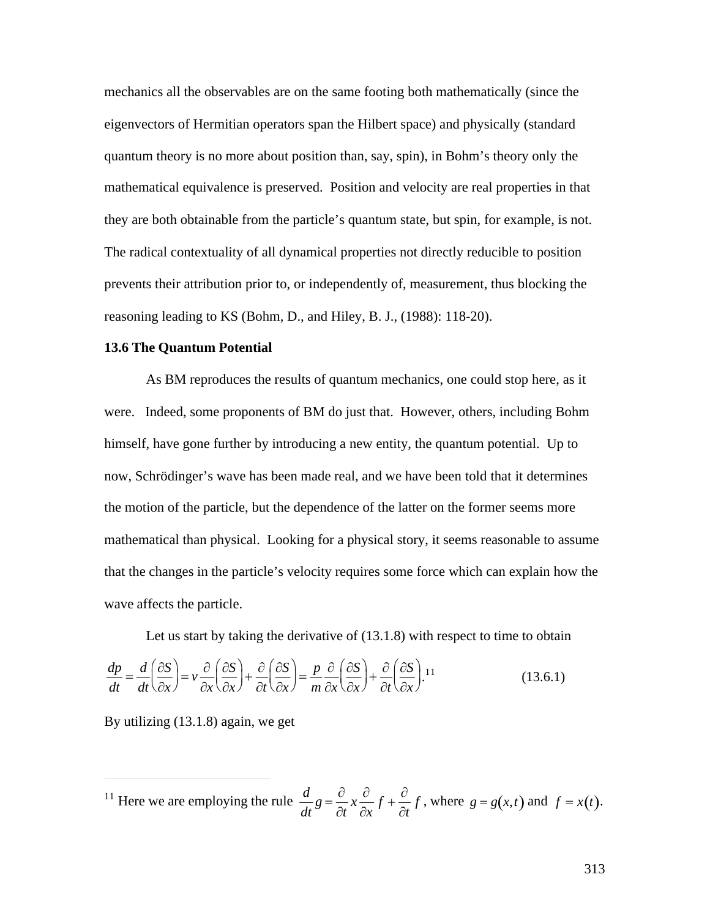mechanics all the observables are on the same footing both mathematically (since the eigenvectors of Hermitian operators span the Hilbert space) and physically (standard quantum theory is no more about position than, say, spin), in Bohm's theory only the mathematical equivalence is preserved. Position and velocity are real properties in that they are both obtainable from the particle's quantum state, but spin, for example, is not. The radical contextuality of all dynamical properties not directly reducible to position prevents their attribution prior to, or independently of, measurement, thus blocking the reasoning leading to KS (Bohm, D., and Hiley, B. J., (1988): 118-20).

**13.6 The Quantum Potential**

As BM reproduces the results of quantum mechanics, one could stop here, as it were. Indeed, some proponents of BM do just that. However, others, including Bohm himself, have gone further by introducing a new entity, the quantum potential. Up to now, Schrödinger's wave has been made real, and we have been told that it determines the motion of the particle, but the dependence of the latter on the former seems more mathematical than physical. Looking for a physical story, it seems reasonable to assume that the changes in the particle's velocity requires some force which can explain how the wave affects the particle.

Let us start by taking the derivative of (13.1.8) with respect to time to obtain

$$\frac{dp}{dt} = \frac{d}{dt}\left(\frac{\partial S}{\partial x}\right) = v\frac{\partial}{\partial x}\left(\frac{\partial S}{\partial x}\right) + \frac{\partial}{\partial t}\left(\frac{\partial S}{\partial x}\right) = \frac{p}{m}\frac{\partial}{\partial x}\left(\frac{\partial S}{\partial x}\right) + \frac{\partial}{\partial t}\left(\frac{\partial S}{\partial x}\right).\text{[11]} \tag{13.6.1}$$

By utilizing (13.1.8) again, we get

[11] Here we are employing the rule $\frac{d}{dt}g = \frac{\partial}{\partial t}x\frac{\partial}{\partial x}f + \frac{\partial}{\partial t}f$, where $g = g(x,t)$ and $f = x(t)$.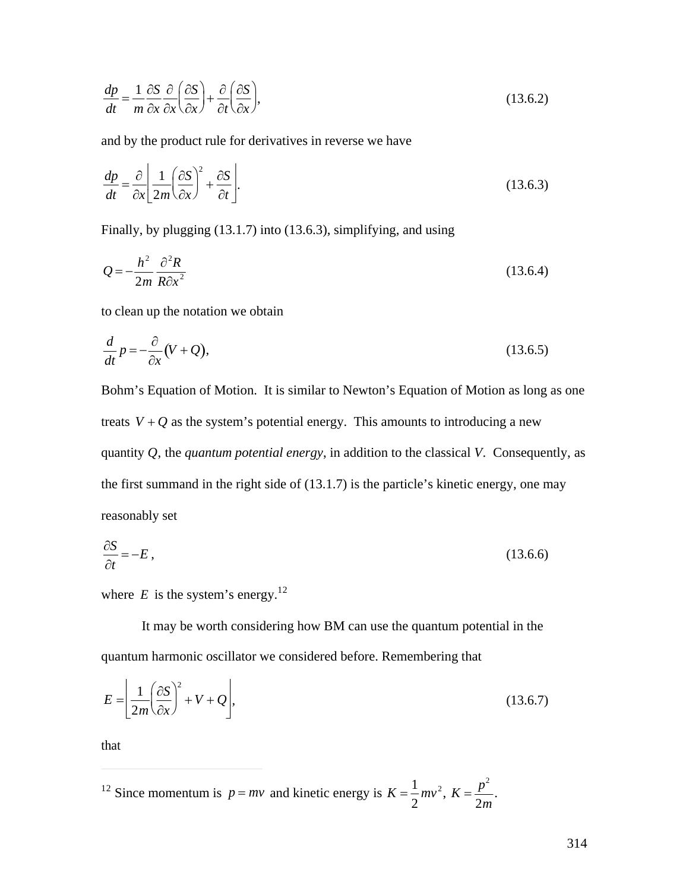$$\frac{dp}{dt} = \frac{1}{m}\frac{\partial S}{\partial x}\frac{\partial}{\partial x}\left(\frac{\partial S}{\partial x}\right) + \frac{\partial}{\partial t}\left(\frac{\partial S}{\partial x}\right), \tag{13.6.2}$$

and by the product rule for derivatives in reverse we have

$$\frac{dp}{dt} = \frac{\partial}{\partial x}\left[\frac{1}{2m}\left(\frac{\partial S}{\partial x}\right)^2 + \frac{\partial S}{\partial t}\right]. \tag{13.6.3}$$

Finally, by plugging (13.1.7) into (13.6.3), simplifying, and using

$$Q = -\frac{h^2}{2m}\frac{\partial^2 R}{R\partial x^2} \tag{13.6.4}$$

to clean up the notation we obtain

$$\frac{d}{dt}p = -\frac{\partial}{\partial x}(V+Q), \tag{13.6.5}$$

Bohm's Equation of Motion. It is similar to Newton's Equation of Motion as long as one treats $V+Q$ as the system's potential energy. This amounts to introducing a new quantity $Q$, the *quantum potential energy*, in addition to the classical $V$. Consequently, as the first summand in the right side of (13.1.7) is the particle's kinetic energy, one may reasonably set

$$\frac{\partial S}{\partial t} = -E, \tag{13.6.6}$$

where $E$ is the system's energy.[12]

It may be worth considering how BM can use the quantum potential in the quantum harmonic oscillator we considered before. Remembering that

$$E = \left[\frac{1}{2m}\left(\frac{\partial S}{\partial x}\right)^2 + V + Q\right], \tag{13.6.7}$$

that

---

[12] Since momentum is $p = mv$ and kinetic energy is $K = \frac{1}{2}mv^2$, $K = \frac{p^2}{2m}$.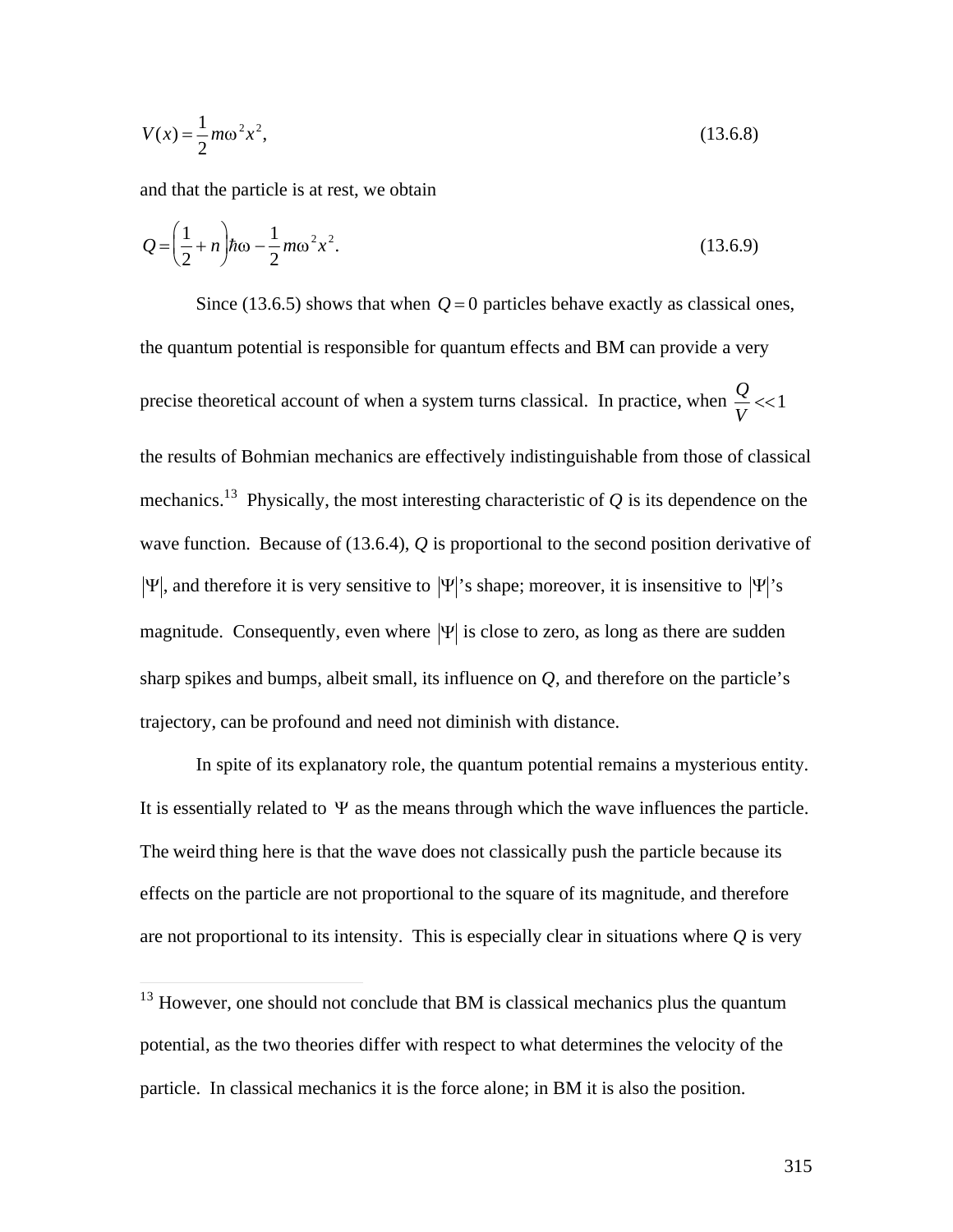$$V(x) = \frac{1}{2} m\omega^2 x^2, \tag{13.6.8}$$

and that the particle is at rest, we obtain

$$Q = \left(\frac{1}{2} + n\right)\hbar\omega - \frac{1}{2} m\omega^2 x^2. \tag{13.6.9}$$

Since (13.6.5) shows that when $Q = 0$ particles behave exactly as classical ones, the quantum potential is responsible for quantum effects and BM can provide a very precise theoretical account of when a system turns classical. In practice, when $\frac{Q}{V} << 1$ the results of Bohmian mechanics are effectively indistinguishable from those of classical mechanics.[13] Physically, the most interesting characteristic of $Q$ is its dependence on the wave function. Because of (13.6.4), $Q$ is proportional to the second position derivative of $|\Psi|$, and therefore it is very sensitive to $|\Psi|$'s shape; moreover, it is insensitive to $|\Psi|$'s magnitude. Consequently, even where $|\Psi|$ is close to zero, as long as there are sudden sharp spikes and bumps, albeit small, its influence on $Q$, and therefore on the particle's trajectory, can be profound and need not diminish with distance.

In spite of its explanatory role, the quantum potential remains a mysterious entity. It is essentially related to $\Psi$ as the means through which the wave influences the particle. The weird thing here is that the wave does not classically push the particle because its effects on the particle are not proportional to the square of its magnitude, and therefore are not proportional to its intensity. This is especially clear in situations where $Q$ is very

---

[13] However, one should not conclude that BM is classical mechanics plus the quantum potential, as the two theories differ with respect to what determines the velocity of the particle. In classical mechanics it is the force alone; in BM it is also the position.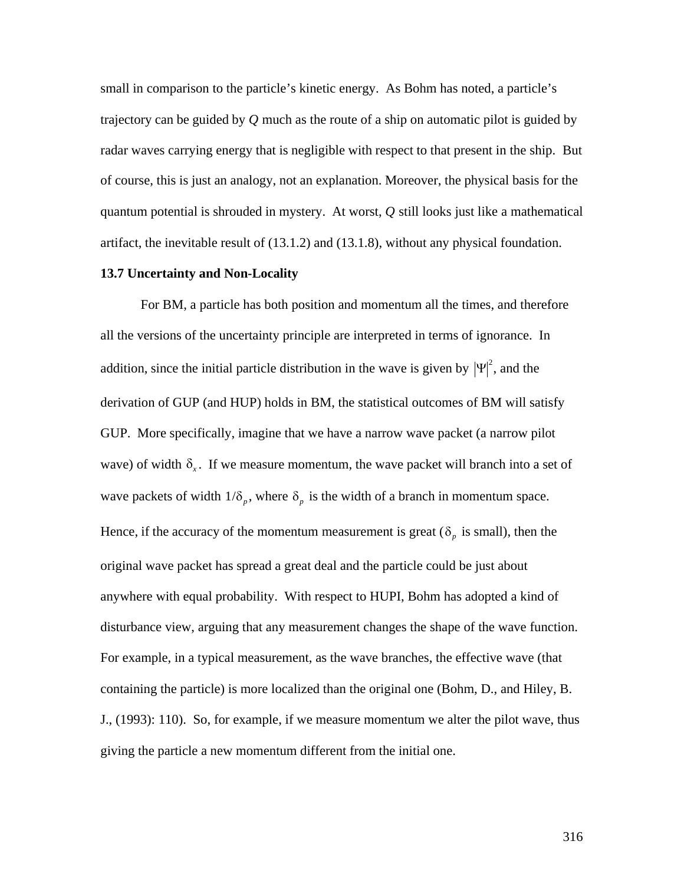small in comparison to the particle's kinetic energy. As Bohm has noted, a particle's trajectory can be guided by *Q* much as the route of a ship on automatic pilot is guided by radar waves carrying energy that is negligible with respect to that present in the ship. But of course, this is just an analogy, not an explanation. Moreover, the physical basis for the quantum potential is shrouded in mystery. At worst, *Q* still looks just like a mathematical artifact, the inevitable result of (13.1.2) and (13.1.8), without any physical foundation.

**13.7 Uncertainty and Non-Locality**

For BM, a particle has both position and momentum all the times, and therefore all the versions of the uncertainty principle are interpreted in terms of ignorance. In addition, since the initial particle distribution in the wave is given by $|\Psi|^2$, and the derivation of GUP (and HUP) holds in BM, the statistical outcomes of BM will satisfy GUP. More specifically, imagine that we have a narrow wave packet (a narrow pilot wave) of width $\delta_x$. If we measure momentum, the wave packet will branch into a set of wave packets of width $1/\delta_p$, where $\delta_p$ is the width of a branch in momentum space. Hence, if the accuracy of the momentum measurement is great ($\delta_p$ is small), then the original wave packet has spread a great deal and the particle could be just about anywhere with equal probability. With respect to HUPI, Bohm has adopted a kind of disturbance view, arguing that any measurement changes the shape of the wave function. For example, in a typical measurement, as the wave branches, the effective wave (that containing the particle) is more localized than the original one (Bohm, D., and Hiley, B. J., (1993): 110). So, for example, if we measure momentum we alter the pilot wave, thus giving the particle a new momentum different from the initial one.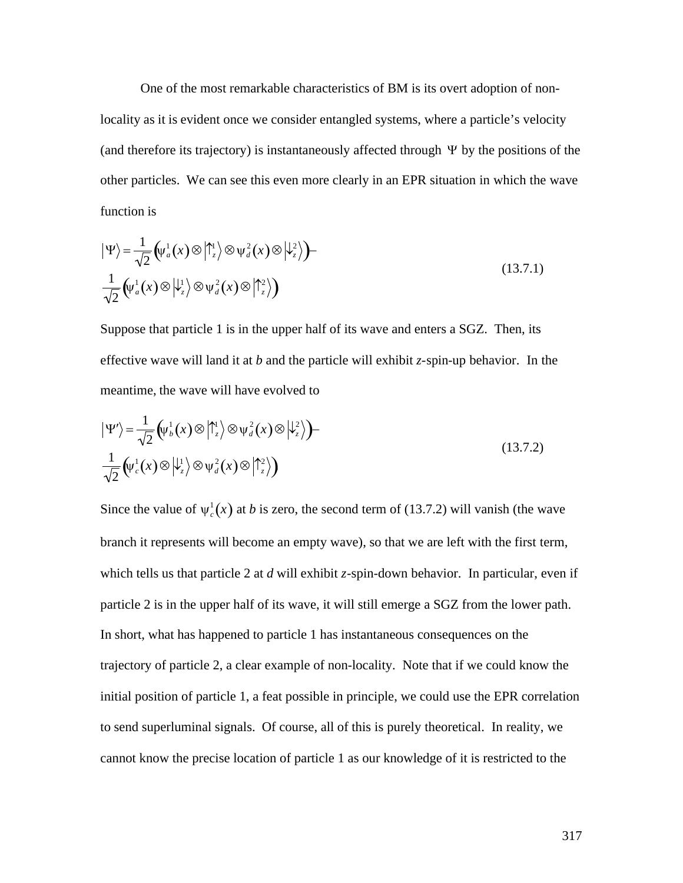One of the most remarkable characteristics of BM is its overt adoption of non-locality as it is evident once we consider entangled systems, where a particle's velocity (and therefore its trajectory) is instantaneously affected through $\Psi$ by the positions of the other particles. We can see this even more clearly in an EPR situation in which the wave function is

$$
\begin{aligned}
|\Psi\rangle = &\frac{1}{\sqrt{2}}\left(\psi_a^1(x)\otimes\left|\uparrow_z^1\right\rangle\otimes\psi_d^2(x)\otimes\left|\downarrow_z^2\right\rangle\right)- \\
&\frac{1}{\sqrt{2}}\left(\psi_a^1(x)\otimes\left|\downarrow_z^1\right\rangle\otimes\psi_d^2(x)\otimes\left|\uparrow_z^2\right\rangle\right)
\end{aligned}
\tag{13.7.1}
$$

Suppose that particle 1 is in the upper half of its wave and enters a SGZ. Then, its effective wave will land it at *b* and the particle will exhibit *z*-spin-up behavior. In the meantime, the wave will have evolved to

$$
\begin{aligned}
|\Psi'\rangle = &\frac{1}{\sqrt{2}}\left(\psi_b^1(x)\otimes\left|\uparrow_z^1\right\rangle\otimes\psi_d^2(x)\otimes\left|\downarrow_z^2\right\rangle\right)- \\
&\frac{1}{\sqrt{2}}\left(\psi_c^1(x)\otimes\left|\downarrow_z^1\right\rangle\otimes\psi_d^2(x)\otimes\left|\uparrow_z^2\right\rangle\right)
\end{aligned}
\tag{13.7.2}
$$

Since the value of $\psi_c^1(x)$ at *b* is zero, the second term of (13.7.2) will vanish (the wave branch it represents will become an empty wave), so that we are left with the first term, which tells us that particle 2 at *d* will exhibit *z*-spin-down behavior. In particular, even if particle 2 is in the upper half of its wave, it will still emerge a SGZ from the lower path. In short, what has happened to particle 1 has instantaneous consequences on the trajectory of particle 2, a clear example of non-locality. Note that if we could know the initial position of particle 1, a feat possible in principle, we could use the EPR correlation to send superluminal signals. Of course, all of this is purely theoretical. In reality, we cannot know the precise location of particle 1 as our knowledge of it is restricted to the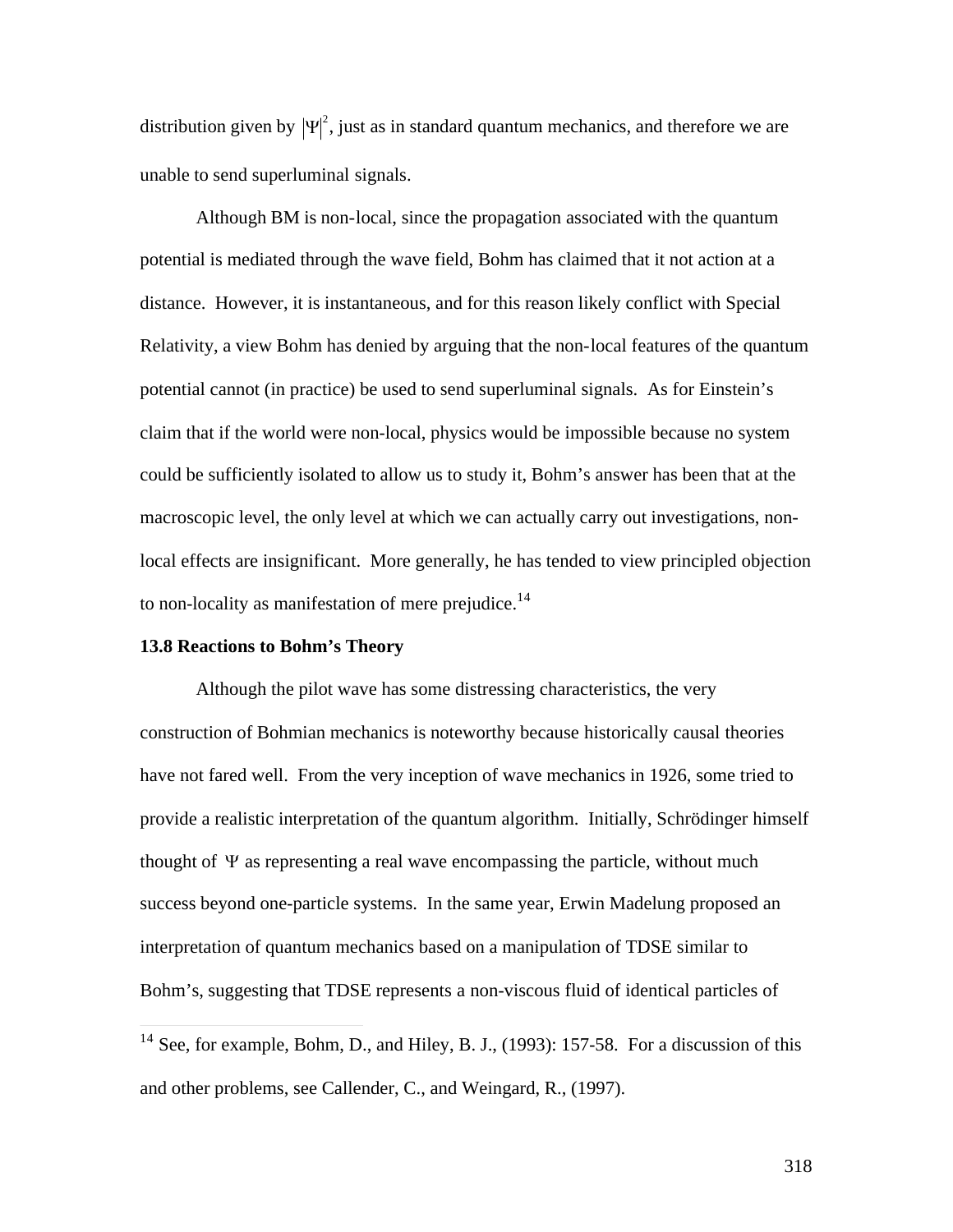distribution given by $|\Psi|^2$, just as in standard quantum mechanics, and therefore we are unable to send superluminal signals.

Although BM is non-local, since the propagation associated with the quantum potential is mediated through the wave field, Bohm has claimed that it not action at a distance. However, it is instantaneous, and for this reason likely conflict with Special Relativity, a view Bohm has denied by arguing that the non-local features of the quantum potential cannot (in practice) be used to send superluminal signals. As for Einstein's claim that if the world were non-local, physics would be impossible because no system could be sufficiently isolated to allow us to study it, Bohm's answer has been that at the macroscopic level, the only level at which we can actually carry out investigations, non-local effects are insignificant. More generally, he has tended to view principled objection to non-locality as manifestation of mere prejudice.[14]

### 13.8 Reactions to Bohm's Theory

Although the pilot wave has some distressing characteristics, the very construction of Bohmian mechanics is noteworthy because historically causal theories have not fared well. From the very inception of wave mechanics in 1926, some tried to provide a realistic interpretation of the quantum algorithm. Initially, Schrödinger himself thought of $\Psi$ as representing a real wave encompassing the particle, without much success beyond one-particle systems. In the same year, Erwin Madelung proposed an interpretation of quantum mechanics based on a manipulation of TDSE similar to Bohm's, suggesting that TDSE represents a non-viscous fluid of identical particles of

---

[14] See, for example, Bohm, D., and Hiley, B. J., (1993): 157-58. For a discussion of this and other problems, see Callender, C., and Weingard, R., (1997).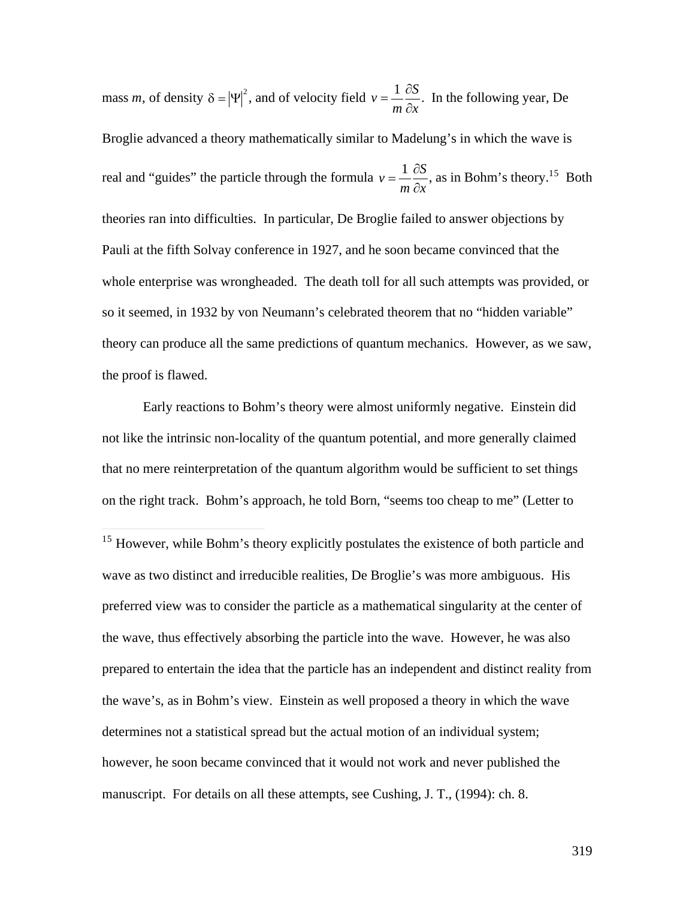mass *m*, of density $\delta = |\Psi|^2$, and of velocity field $v = \frac{1}{m}\frac{\partial S}{\partial x}$. In the following year, De Broglie advanced a theory mathematically similar to Madelung's in which the wave is real and "guides" the particle through the formula $v = \frac{1}{m}\frac{\partial S}{\partial x}$, as in Bohm's theory.[15] Both theories ran into difficulties. In particular, De Broglie failed to answer objections by Pauli at the fifth Solvay conference in 1927, and he soon became convinced that the whole enterprise was wrongheaded. The death toll for all such attempts was provided, or so it seemed, in 1932 by von Neumann's celebrated theorem that no "hidden variable" theory can produce all the same predictions of quantum mechanics. However, as we saw, the proof is flawed.

Early reactions to Bohm's theory were almost uniformly negative. Einstein did not like the intrinsic non-locality of the quantum potential, and more generally claimed that no mere reinterpretation of the quantum algorithm would be sufficient to set things on the right track. Bohm's approach, he told Born, "seems too cheap to me" (Letter to

---

[15] However, while Bohm's theory explicitly postulates the existence of both particle and wave as two distinct and irreducible realities, De Broglie's was more ambiguous. His preferred view was to consider the particle as a mathematical singularity at the center of the wave, thus effectively absorbing the particle into the wave. However, he was also prepared to entertain the idea that the particle has an independent and distinct reality from the wave's, as in Bohm's view. Einstein as well proposed a theory in which the wave determines not a statistical spread but the actual motion of an individual system; however, he soon became convinced that it would not work and never published the manuscript. For details on all these attempts, see Cushing, J. T., (1994): ch. 8.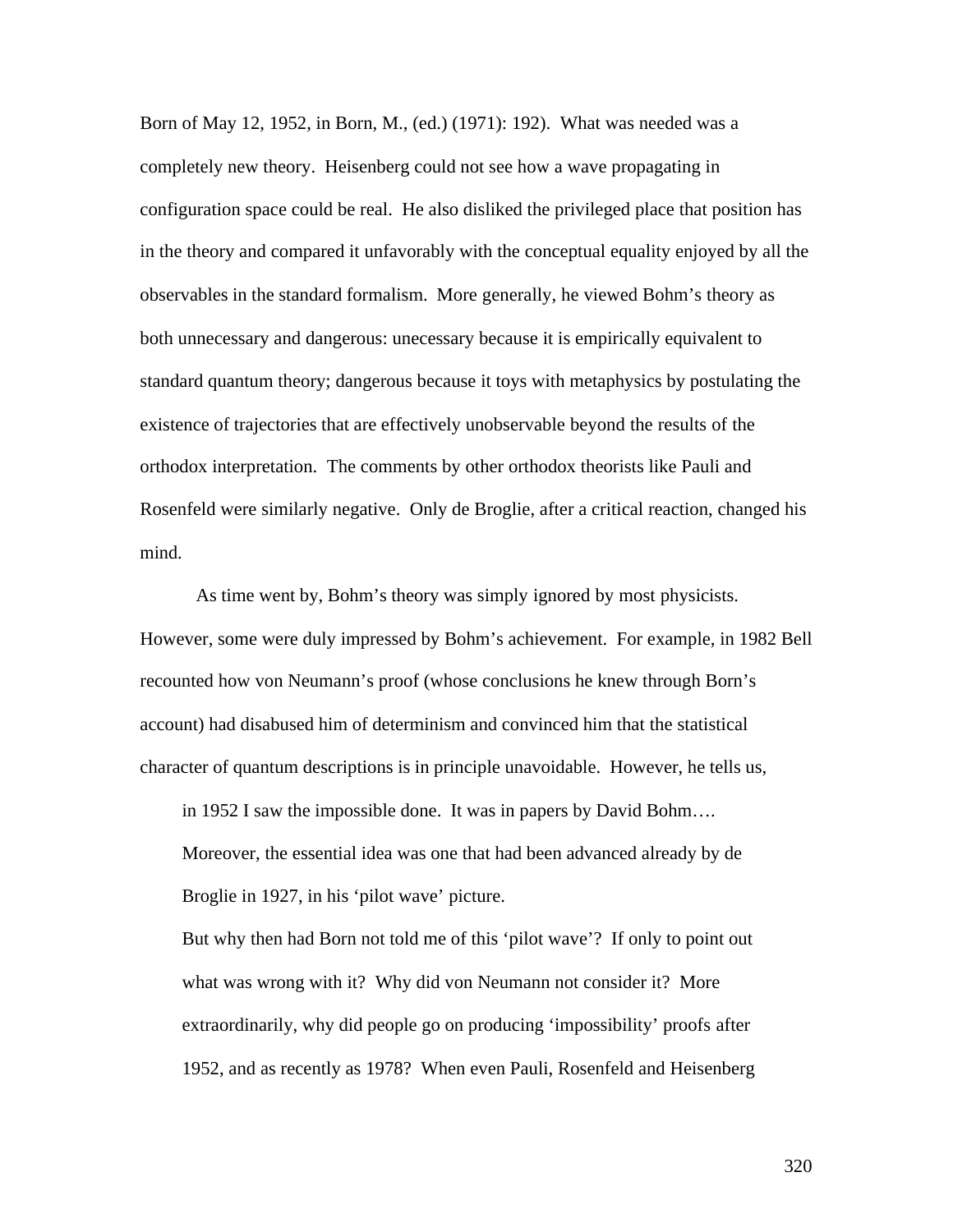Born of May 12, 1952, in Born, M., (ed.) (1971): 192). What was needed was a completely new theory. Heisenberg could not see how a wave propagating in configuration space could be real. He also disliked the privileged place that position has in the theory and compared it unfavorably with the conceptual equality enjoyed by all the observables in the standard formalism. More generally, he viewed Bohm's theory as both unnecessary and dangerous: unecessary because it is empirically equivalent to standard quantum theory; dangerous because it toys with metaphysics by postulating the existence of trajectories that are effectively unobservable beyond the results of the orthodox interpretation. The comments by other orthodox theorists like Pauli and Rosenfeld were similarly negative. Only de Broglie, after a critical reaction, changed his mind.

As time went by, Bohm's theory was simply ignored by most physicists. However, some were duly impressed by Bohm's achievement. For example, in 1982 Bell recounted how von Neumann's proof (whose conclusions he knew through Born's account) had disabused him of determinism and convinced him that the statistical character of quantum descriptions is in principle unavoidable. However, he tells us,

> in 1952 I saw the impossible done. It was in papers by David Bohm…. Moreover, the essential idea was one that had been advanced already by de Broglie in 1927, in his 'pilot wave' picture.
>
> But why then had Born not told me of this 'pilot wave'? If only to point out what was wrong with it? Why did von Neumann not consider it? More extraordinarily, why did people go on producing 'impossibility' proofs after 1952, and as recently as 1978? When even Pauli, Rosenfeld and Heisenberg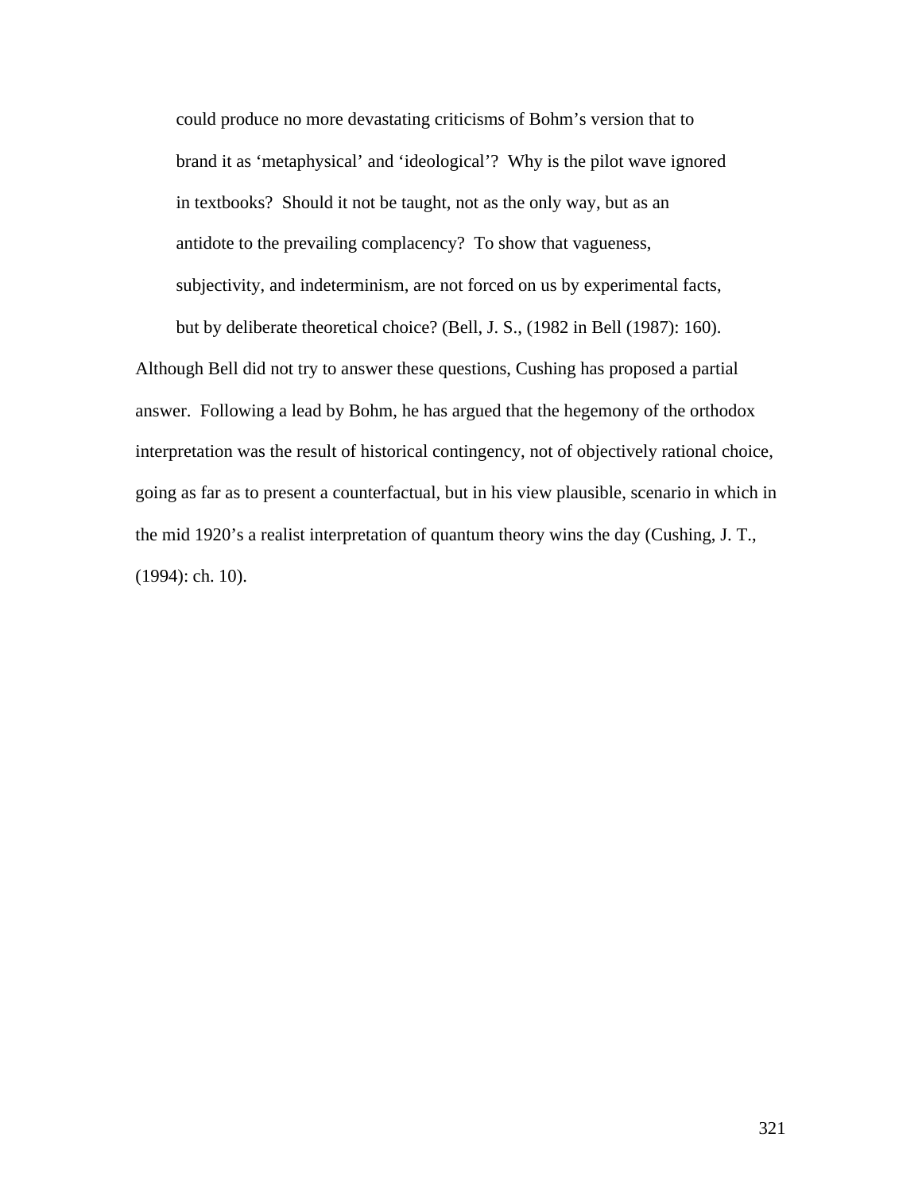> could produce no more devastating criticisms of Bohm's version that to brand it as 'metaphysical' and 'ideological'? Why is the pilot wave ignored in textbooks? Should it not be taught, not as the only way, but as an antidote to the prevailing complacency? To show that vagueness, subjectivity, and indeterminism, are not forced on us by experimental facts, but by deliberate theoretical choice? (Bell, J. S., (1982 in Bell (1987): 160).

Although Bell did not try to answer these questions, Cushing has proposed a partial answer. Following a lead by Bohm, he has argued that the hegemony of the orthodox interpretation was the result of historical contingency, not of objectively rational choice, going as far as to present a counterfactual, but in his view plausible, scenario in which in the mid 1920's a realist interpretation of quantum theory wins the day (Cushing, J. T., (1994): ch. 10).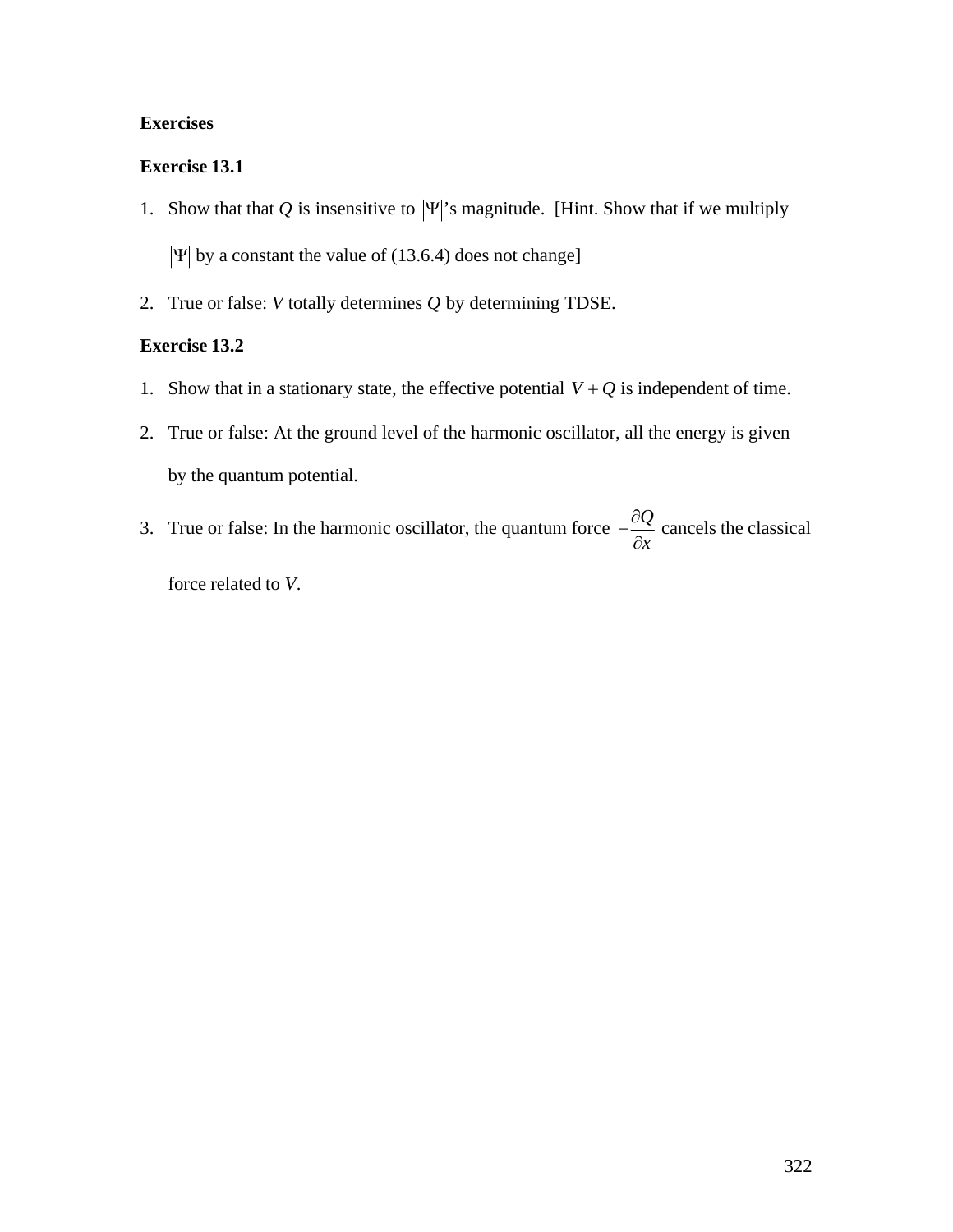**Exercises**

**Exercise 13.1**

1. Show that that $Q$ is insensitive to $|\Psi|$'s magnitude. [Hint. Show that if we multiply $|\Psi|$ by a constant the value of (13.6.4) does not change]

2. True or false: $V$ totally determines $Q$ by determining TDSE.

**Exercise 13.2**

1. Show that in a stationary state, the effective potential $V + Q$ is independent of time.

2. True or false: At the ground level of the harmonic oscillator, all the energy is given by the quantum potential.

3. True or false: In the harmonic oscillator, the quantum force $-\frac{\partial Q}{\partial x}$ cancels the classical force related to $V$.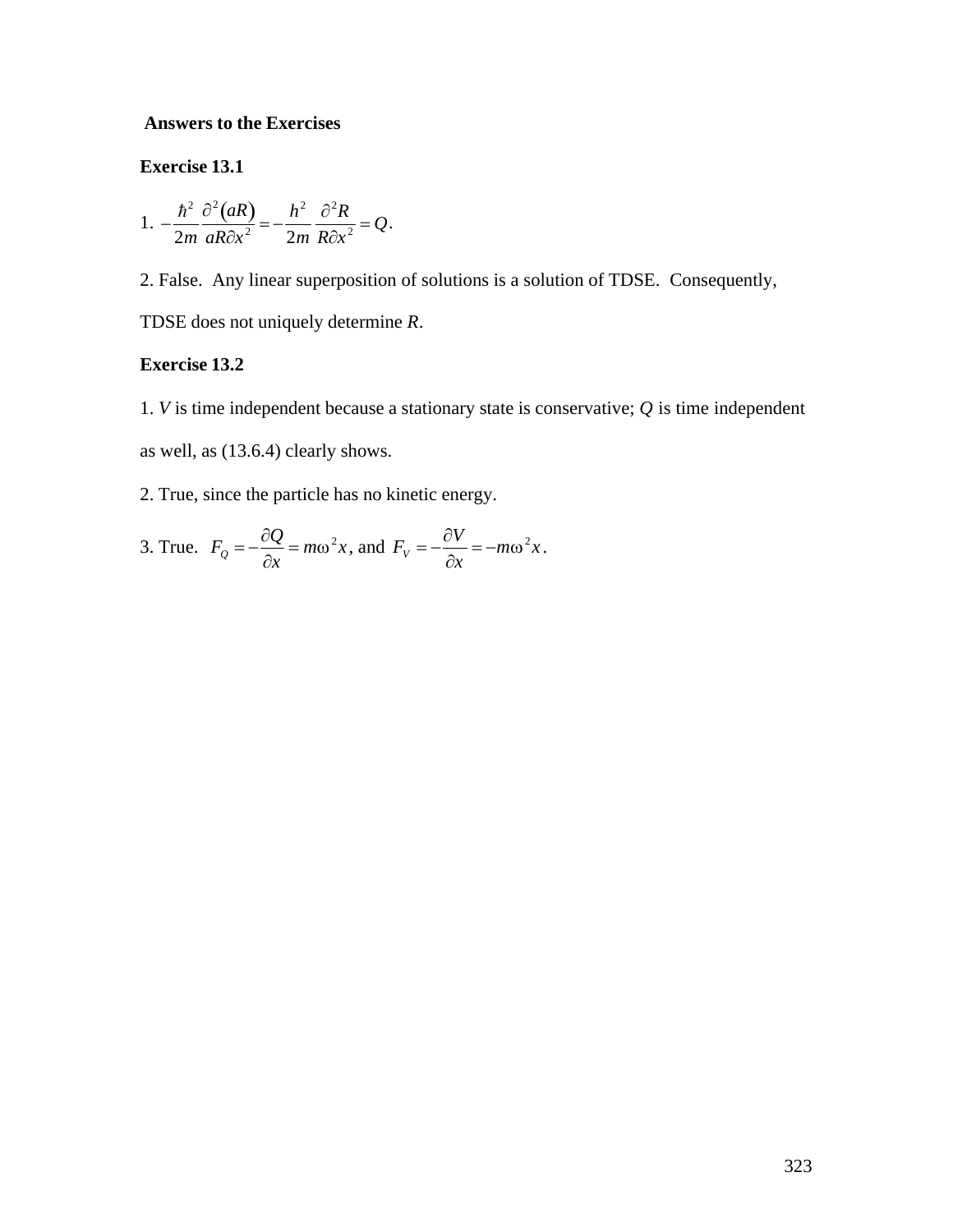**Answers to the Exercises**

**Exercise 13.1**

1. $-\frac{\hbar^2}{2m}\frac{\partial^2(aR)}{aR\partial x^2} = -\frac{h^2}{2m}\frac{\partial^2 R}{R\partial x^2} = Q$.

2. False. Any linear superposition of solutions is a solution of TDSE. Consequently, TDSE does not uniquely determine *R*.

**Exercise 13.2**

1. *V* is time independent because a stationary state is conservative; *Q* is time independent as well, as (13.6.4) clearly shows.

2. True, since the particle has no kinetic energy.

3. True. $F_Q = -\frac{\partial Q}{\partial x} = m\omega^2 x$, and $F_V = -\frac{\partial V}{\partial x} = -m\omega^2 x$.